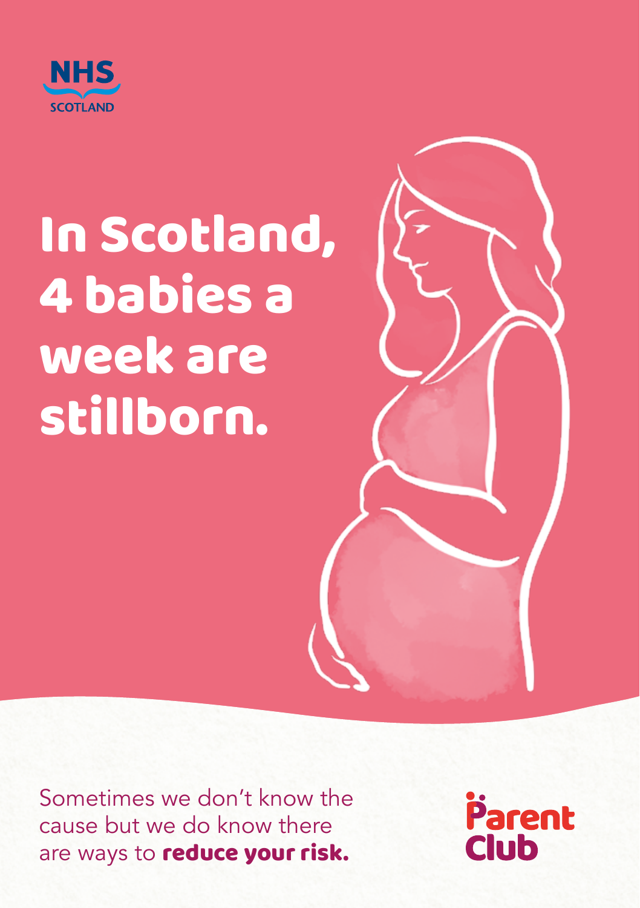NHS SCOTLAND

# In Scotland, 4 babies a week are stillborn.

Sometimes we don't know the cause but we do know there are ways to **reduce your risk.**

Parent Club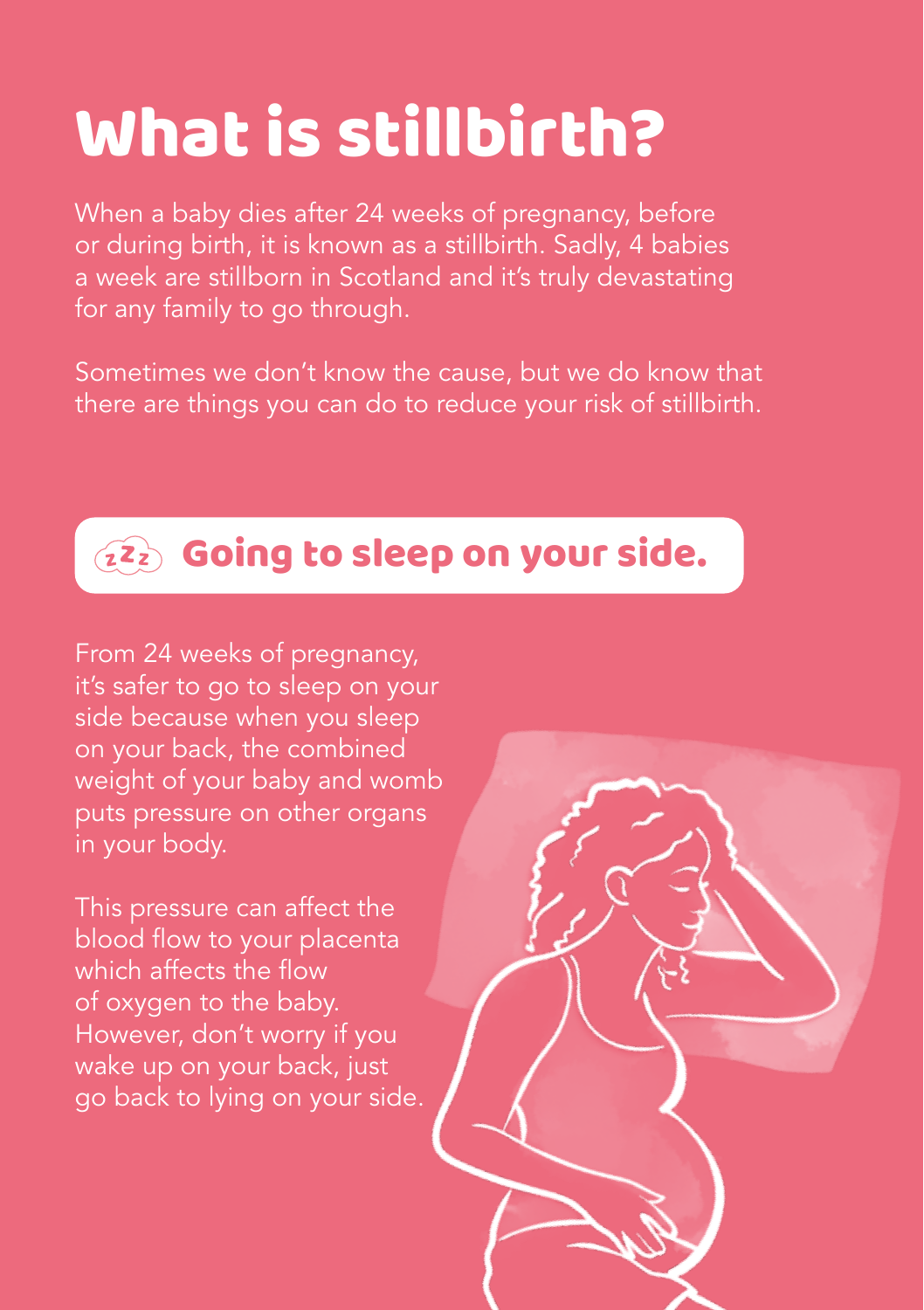# What is stillbirth?

When a baby dies after 24 weeks of pregnancy, before or during birth, it is known as a stillbirth. Sadly, 4 babies a week are stillborn in Scotland and it's truly devastating for any family to go through.

Sometimes we don't know the cause, but we do know that there are things you can do to reduce your risk of stillbirth.

## Going to sleep on your side.

From 24 weeks of pregnancy, it's safer to go to sleep on your side because when you sleep on your back, the combined weight of your baby and womb puts pressure on other organs in your body.

This pressure can affect the blood flow to your placenta which affects the flow of oxygen to the baby. However, don't worry if you wake up on your back, just go back to lying on your side.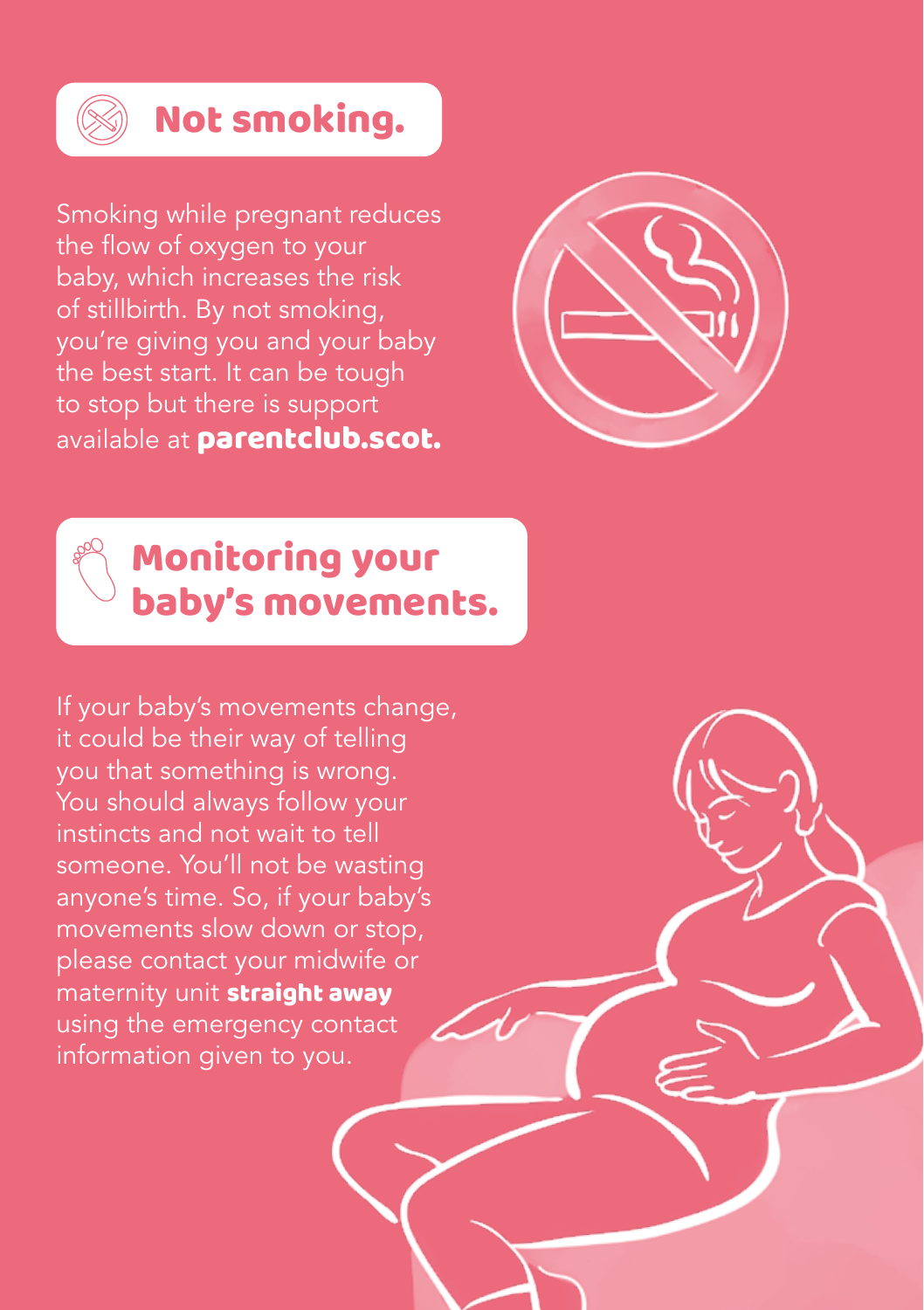## Not smoking.

Smoking while pregnant reduces the flow of oxygen to your baby, which increases the risk of stillbirth. By not smoking, you're giving you and your baby the best start. It can be tough to stop but there is support available at **parentclub.scot.**

## Monitoring your baby's movements.

If your baby's movements change, it could be their way of telling you that something is wrong. You should always follow your instincts and not wait to tell someone. You'll not be wasting anyone's time. So, if your baby's movements slow down or stop, please contact your midwife or maternity unit **straight away** using the emergency contact information given to you.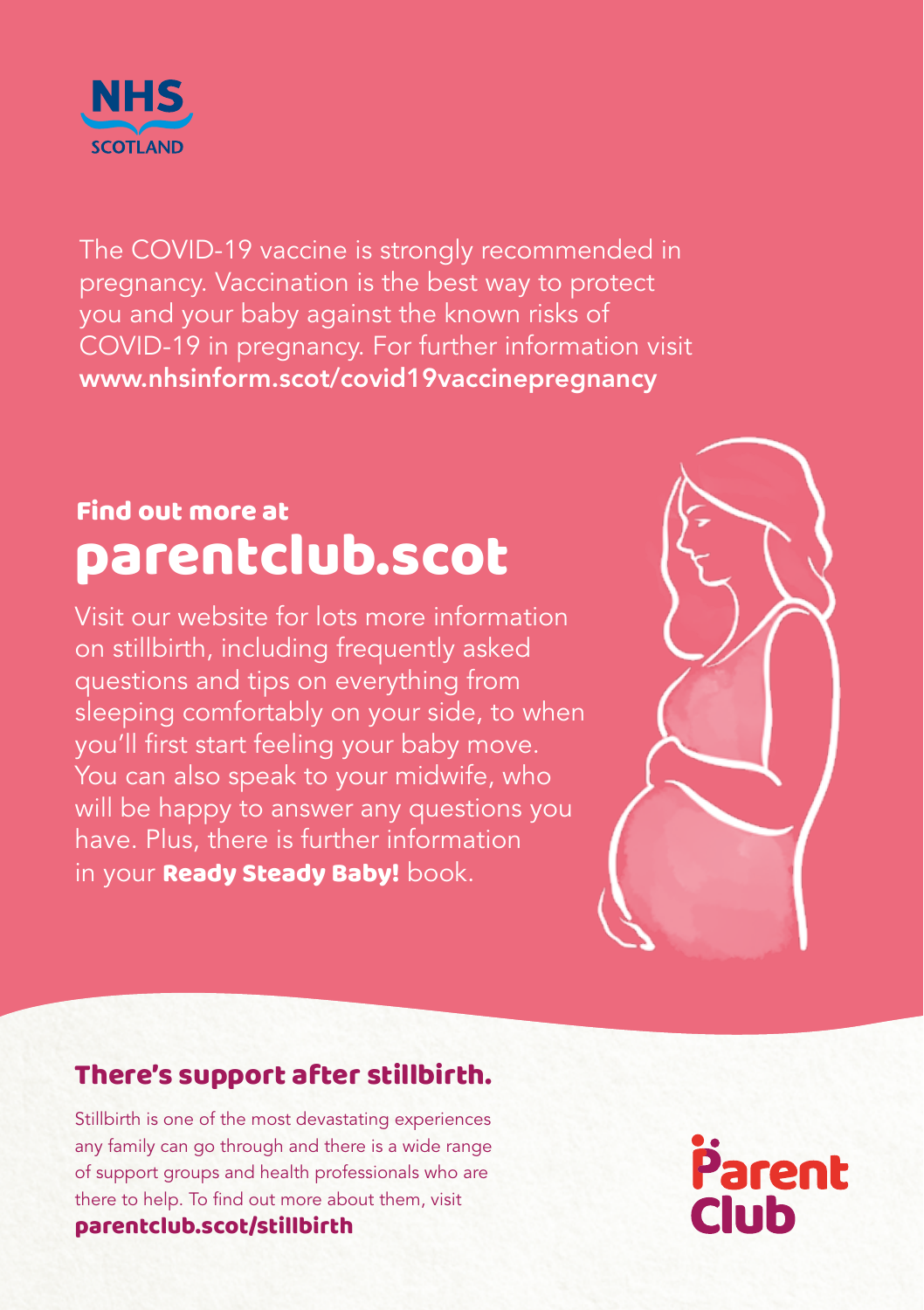NHS SCOTLAND

The COVID-19 vaccine is strongly recommended in pregnancy. Vaccination is the best way to protect you and your baby against the known risks of COVID-19 in pregnancy. For further information visit **www.nhsinform.scot/covid19vaccinepregnancy**

## Find out more at parentclub.scot

Visit our website for lots more information on stillbirth, including frequently asked questions and tips on everything from sleeping comfortably on your side, to when you'll first start feeling your baby move. You can also speak to your midwife, who will be happy to answer any questions you have. Plus, there is further information in your **Ready Steady Baby!** book.

### There's support after stillbirth.

Stillbirth is one of the most devastating experiences any family can go through and there is a wide range of support groups and health professionals who are there to help. To find out more about them, visit **parentclub.scot/stillbirth**

Parent Club